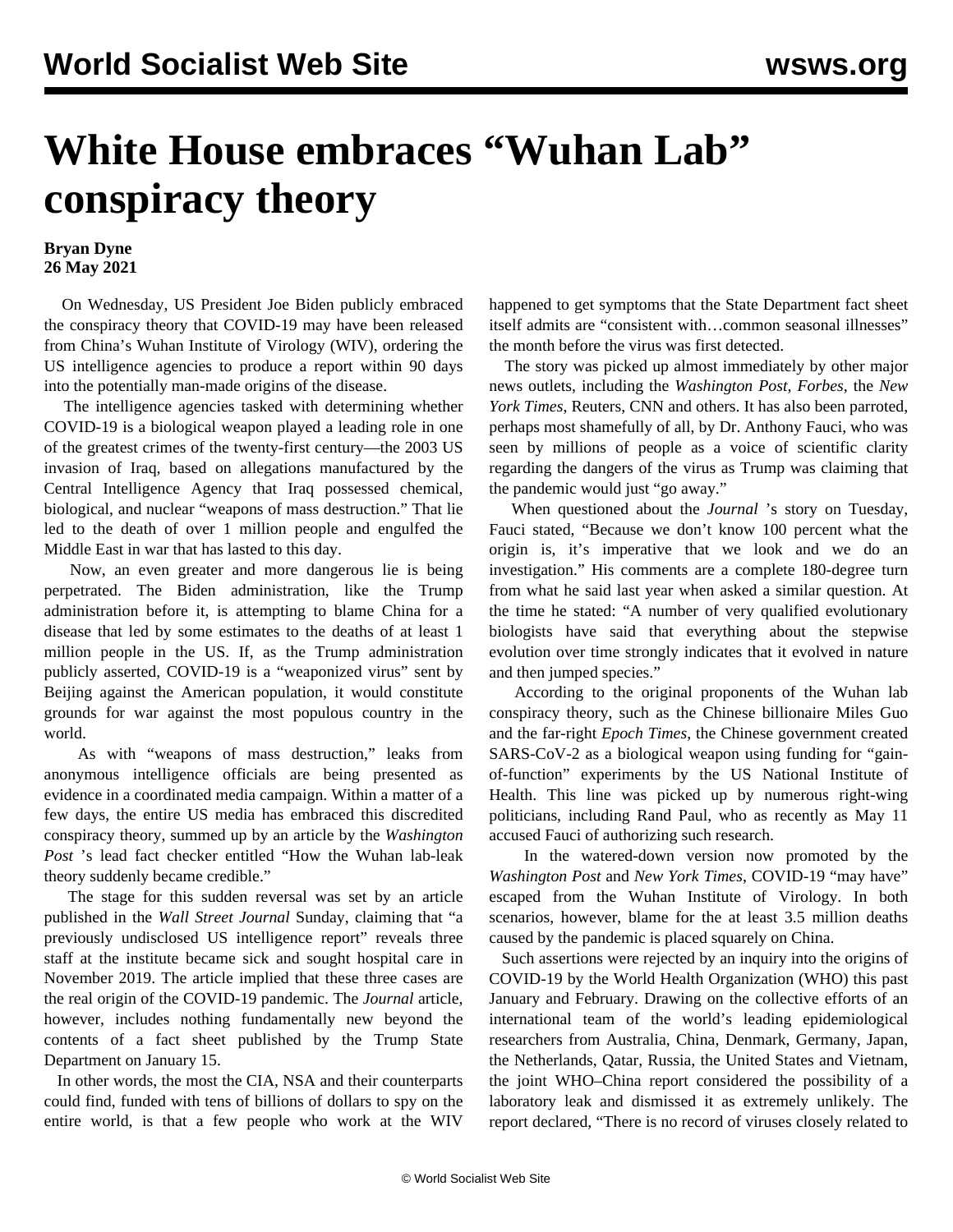# White House embraces "Wuhan Lab" conspiracy theory

**Bryan Dyne**
**26 May 2021**

On Wednesday, US President Joe Biden publicly embraced the conspiracy theory that COVID-19 may have been released from China's Wuhan Institute of Virology (WIV), ordering the US intelligence agencies to produce a report within 90 days into the potentially man-made origins of the disease.

The intelligence agencies tasked with determining whether COVID-19 is a biological weapon played a leading role in one of the greatest crimes of the twenty-first century—the 2003 US invasion of Iraq, based on allegations manufactured by the Central Intelligence Agency that Iraq possessed chemical, biological, and nuclear "weapons of mass destruction." That lie led to the death of over 1 million people and engulfed the Middle East in war that has lasted to this day.

Now, an even greater and more dangerous lie is being perpetrated. The Biden administration, like the Trump administration before it, is attempting to blame China for a disease that led by some estimates to the deaths of at least 1 million people in the US. If, as the Trump administration publicly asserted, COVID-19 is a "weaponized virus" sent by Beijing against the American population, it would constitute grounds for war against the most populous country in the world.

As with "weapons of mass destruction," leaks from anonymous intelligence officials are being presented as evidence in a coordinated media campaign. Within a matter of a few days, the entire US media has embraced this discredited conspiracy theory, summed up by an article by the *Washington Post* 's lead fact checker entitled "How the Wuhan lab-leak theory suddenly became credible."

The stage for this sudden reversal was set by an article published in the *Wall Street Journal* Sunday, claiming that "a previously undisclosed US intelligence report" reveals three staff at the institute became sick and sought hospital care in November 2019. The article implied that these three cases are the real origin of the COVID-19 pandemic. The *Journal* article, however, includes nothing fundamentally new beyond the contents of a fact sheet published by the Trump State Department on January 15.

In other words, the most the CIA, NSA and their counterparts could find, funded with tens of billions of dollars to spy on the entire world, is that a few people who work at the WIV happened to get symptoms that the State Department fact sheet itself admits are "consistent with…common seasonal illnesses" the month before the virus was first detected.

The story was picked up almost immediately by other major news outlets, including the *Washington Post, Forbes*, the *New York Times*, Reuters, CNN and others. It has also been parroted, perhaps most shamefully of all, by Dr. Anthony Fauci, who was seen by millions of people as a voice of scientific clarity regarding the dangers of the virus as Trump was claiming that the pandemic would just "go away."

When questioned about the *Journal* 's story on Tuesday, Fauci stated, "Because we don't know 100 percent what the origin is, it's imperative that we look and we do an investigation." His comments are a complete 180-degree turn from what he said last year when asked a similar question. At the time he stated: "A number of very qualified evolutionary biologists have said that everything about the stepwise evolution over time strongly indicates that it evolved in nature and then jumped species."

According to the original proponents of the Wuhan lab conspiracy theory, such as the Chinese billionaire Miles Guo and the far-right *Epoch Times*, the Chinese government created SARS-CoV-2 as a biological weapon using funding for "gain-of-function" experiments by the US National Institute of Health. This line was picked up by numerous right-wing politicians, including Rand Paul, who as recently as May 11 accused Fauci of authorizing such research.

In the watered-down version now promoted by the *Washington Post* and *New York Times*, COVID-19 "may have" escaped from the Wuhan Institute of Virology. In both scenarios, however, blame for the at least 3.5 million deaths caused by the pandemic is placed squarely on China.

Such assertions were rejected by an inquiry into the origins of COVID-19 by the World Health Organization (WHO) this past January and February. Drawing on the collective efforts of an international team of the world's leading epidemiological researchers from Australia, China, Denmark, Germany, Japan, the Netherlands, Qatar, Russia, the United States and Vietnam, the joint WHO–China report considered the possibility of a laboratory leak and dismissed it as extremely unlikely. The report declared, "There is no record of viruses closely related to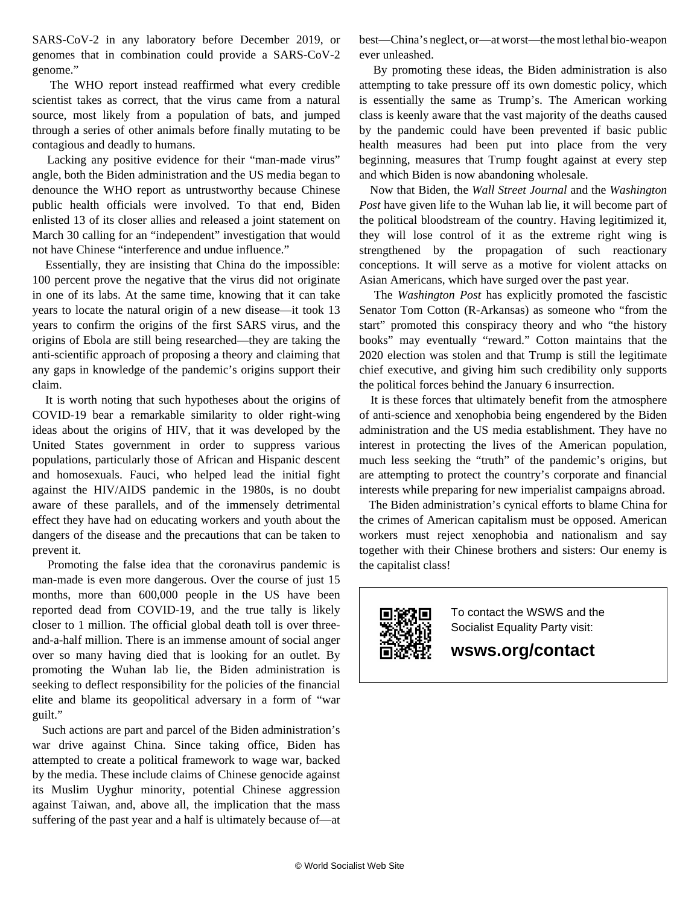SARS-CoV-2 in any laboratory before December 2019, or genomes that in combination could provide a SARS-CoV-2 genome."

The WHO report instead reaffirmed what every credible scientist takes as correct, that the virus came from a natural source, most likely from a population of bats, and jumped through a series of other animals before finally mutating to be contagious and deadly to humans.

Lacking any positive evidence for their "man-made virus" angle, both the Biden administration and the US media began to denounce the WHO report as untrustworthy because Chinese public health officials were involved. To that end, Biden enlisted 13 of its closer allies and released a joint statement on March 30 calling for an "independent" investigation that would not have Chinese "interference and undue influence."

Essentially, they are insisting that China do the impossible: 100 percent prove the negative that the virus did not originate in one of its labs. At the same time, knowing that it can take years to locate the natural origin of a new disease—it took 13 years to confirm the origins of the first SARS virus, and the origins of Ebola are still being researched—they are taking the anti-scientific approach of proposing a theory and claiming that any gaps in knowledge of the pandemic's origins support their claim.

It is worth noting that such hypotheses about the origins of COVID-19 bear a remarkable similarity to older right-wing ideas about the origins of HIV, that it was developed by the United States government in order to suppress various populations, particularly those of African and Hispanic descent and homosexuals. Fauci, who helped lead the initial fight against the HIV/AIDS pandemic in the 1980s, is no doubt aware of these parallels, and of the immensely detrimental effect they have had on educating workers and youth about the dangers of the disease and the precautions that can be taken to prevent it.

Promoting the false idea that the coronavirus pandemic is man-made is even more dangerous. Over the course of just 15 months, more than 600,000 people in the US have been reported dead from COVID-19, and the true tally is likely closer to 1 million. The official global death toll is over three-and-a-half million. There is an immense amount of social anger over so many having died that is looking for an outlet. By promoting the Wuhan lab lie, the Biden administration is seeking to deflect responsibility for the policies of the financial elite and blame its geopolitical adversary in a form of "war guilt."

Such actions are part and parcel of the Biden administration's war drive against China. Since taking office, Biden has attempted to create a political framework to wage war, backed by the media. These include claims of Chinese genocide against its Muslim Uyghur minority, potential Chinese aggression against Taiwan, and, above all, the implication that the mass suffering of the past year and a half is ultimately because of—at best—China's neglect, or—at worst—the most lethal bio-weapon ever unleashed.

By promoting these ideas, the Biden administration is also attempting to take pressure off its own domestic policy, which is essentially the same as Trump's. The American working class is keenly aware that the vast majority of the deaths caused by the pandemic could have been prevented if basic public health measures had been put into place from the very beginning, measures that Trump fought against at every step and which Biden is now abandoning wholesale.

Now that Biden, the *Wall Street Journal* and the *Washington Post* have given life to the Wuhan lab lie, it will become part of the political bloodstream of the country. Having legitimized it, they will lose control of it as the extreme right wing is strengthened by the propagation of such reactionary conceptions. It will serve as a motive for violent attacks on Asian Americans, which have surged over the past year.

The *Washington Post* has explicitly promoted the fascistic Senator Tom Cotton (R-Arkansas) as someone who "from the start" promoted this conspiracy theory and who "the history books" may eventually "reward." Cotton maintains that the 2020 election was stolen and that Trump is still the legitimate chief executive, and giving him such credibility only supports the political forces behind the January 6 insurrection.

It is these forces that ultimately benefit from the atmosphere of anti-science and xenophobia being engendered by the Biden administration and the US media establishment. They have no interest in protecting the lives of the American population, much less seeking the "truth" of the pandemic's origins, but are attempting to protect the country's corporate and financial interests while preparing for new imperialist campaigns abroad.

The Biden administration's cynical efforts to blame China for the crimes of American capitalism must be opposed. American workers must reject xenophobia and nationalism and say together with their Chinese brothers and sisters: Our enemy is the capitalist class!

To contact the WSWS and the Socialist Equality Party visit:

**wsws.org/contact**